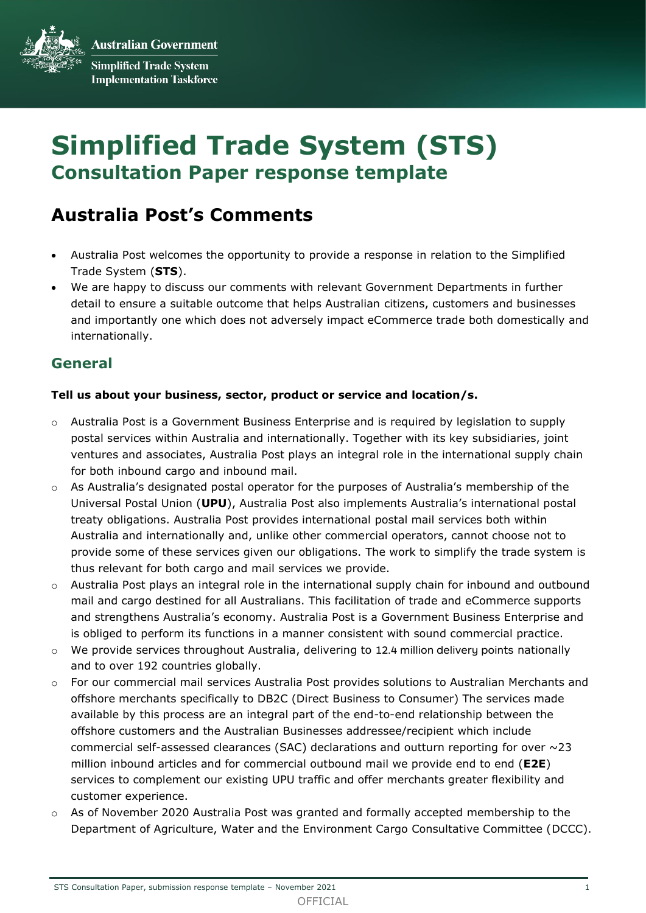Australian Government

Simplified Trade System Implementation Taskforce

# Simplified Trade System (STS)
## Consultation Paper response template

## Australia Post's Comments

- Australia Post welcomes the opportunity to provide a response in relation to the Simplified Trade System (**STS**).
- We are happy to discuss our comments with relevant Government Departments in further detail to ensure a suitable outcome that helps Australian citizens, customers and businesses and importantly one which does not adversely impact eCommerce trade both domestically and internationally.

### General

**Tell us about your business, sector, product or service and location/s.**

- Australia Post is a Government Business Enterprise and is required by legislation to supply postal services within Australia and internationally. Together with its key subsidiaries, joint ventures and associates, Australia Post plays an integral role in the international supply chain for both inbound cargo and inbound mail.
- As Australia's designated postal operator for the purposes of Australia's membership of the Universal Postal Union (**UPU**), Australia Post also implements Australia's international postal treaty obligations. Australia Post provides international postal mail services both within Australia and internationally and, unlike other commercial operators, cannot choose not to provide some of these services given our obligations. The work to simplify the trade system is thus relevant for both cargo and mail services we provide.
- Australia Post plays an integral role in the international supply chain for inbound and outbound mail and cargo destined for all Australians. This facilitation of trade and eCommerce supports and strengthens Australia's economy. Australia Post is a Government Business Enterprise and is obliged to perform its functions in a manner consistent with sound commercial practice.
- We provide services throughout Australia, delivering to 12.4 million delivery points nationally and to over 192 countries globally.
- For our commercial mail services Australia Post provides solutions to Australian Merchants and offshore merchants specifically to DB2C (Direct Business to Consumer) The services made available by this process are an integral part of the end-to-end relationship between the offshore customers and the Australian Businesses addressee/recipient which include commercial self-assessed clearances (SAC) declarations and outturn reporting for over ~23 million inbound articles and for commercial outbound mail we provide end to end (**E2E**) services to complement our existing UPU traffic and offer merchants greater flexibility and customer experience.
- As of November 2020 Australia Post was granted and formally accepted membership to the Department of Agriculture, Water and the Environment Cargo Consultative Committee (DCCC).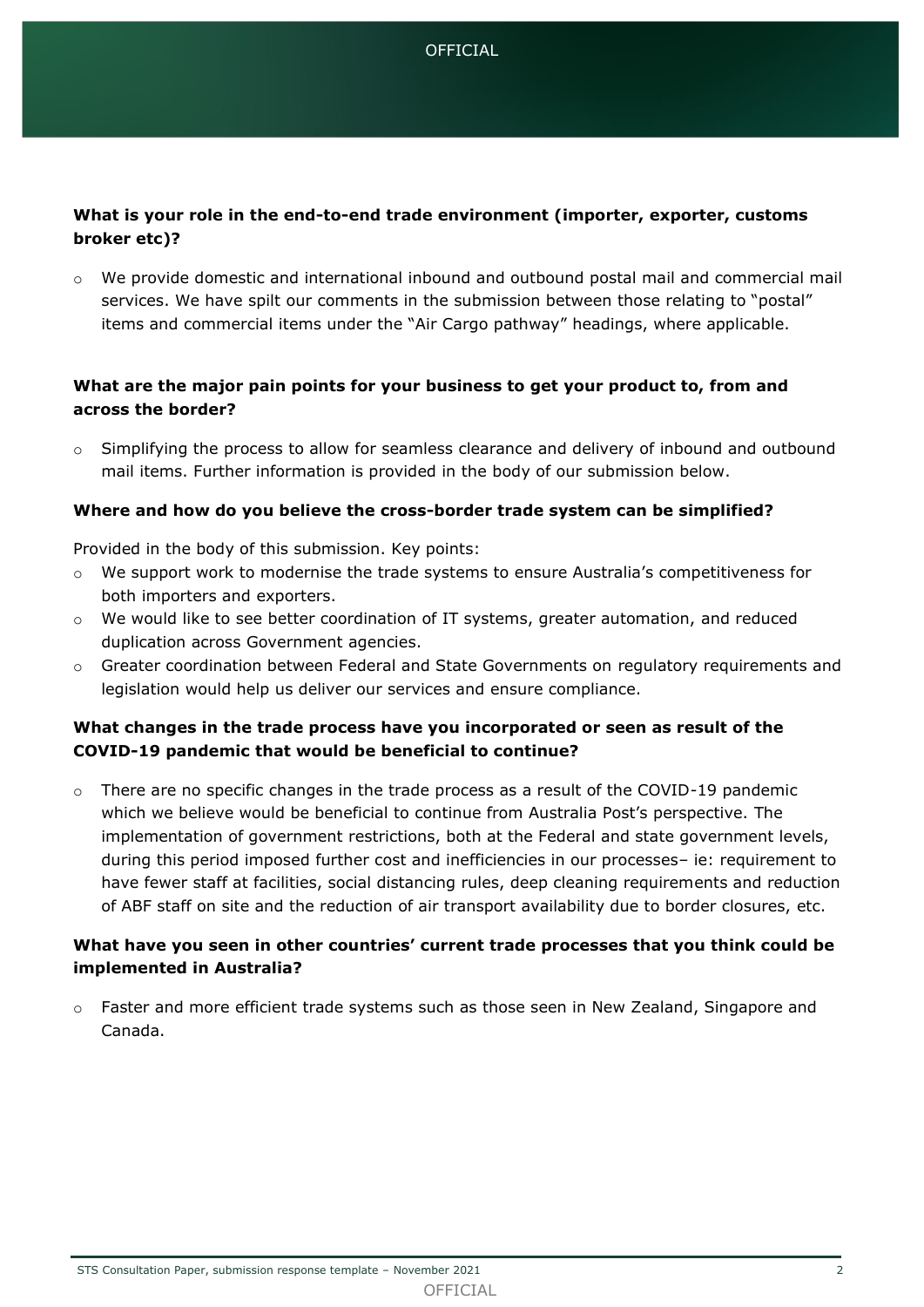**What is your role in the end-to-end trade environment (importer, exporter, customs broker etc)?**

- We provide domestic and international inbound and outbound postal mail and commercial mail services. We have spilt our comments in the submission between those relating to "postal" items and commercial items under the "Air Cargo pathway" headings, where applicable.

**What are the major pain points for your business to get your product to, from and across the border?**

- Simplifying the process to allow for seamless clearance and delivery of inbound and outbound mail items. Further information is provided in the body of our submission below.

**Where and how do you believe the cross-border trade system can be simplified?**

Provided in the body of this submission. Key points:

- We support work to modernise the trade systems to ensure Australia's competitiveness for both importers and exporters.
- We would like to see better coordination of IT systems, greater automation, and reduced duplication across Government agencies.
- Greater coordination between Federal and State Governments on regulatory requirements and legislation would help us deliver our services and ensure compliance.

**What changes in the trade process have you incorporated or seen as result of the COVID-19 pandemic that would be beneficial to continue?**

- There are no specific changes in the trade process as a result of the COVID-19 pandemic which we believe would be beneficial to continue from Australia Post's perspective. The implementation of government restrictions, both at the Federal and state government levels, during this period imposed further cost and inefficiencies in our processes– ie: requirement to have fewer staff at facilities, social distancing rules, deep cleaning requirements and reduction of ABF staff on site and the reduction of air transport availability due to border closures, etc.

**What have you seen in other countries' current trade processes that you think could be implemented in Australia?**

- Faster and more efficient trade systems such as those seen in New Zealand, Singapore and Canada.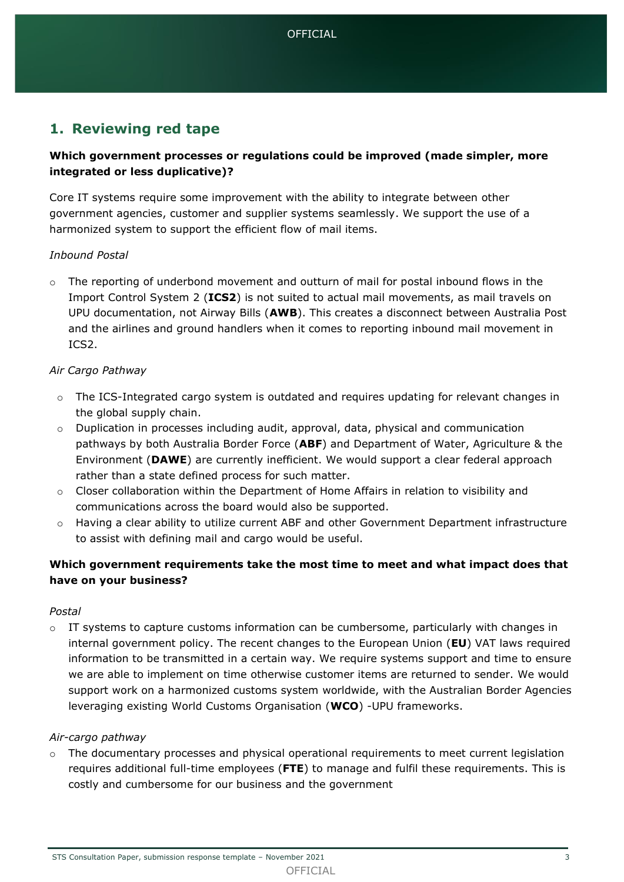## 1. Reviewing red tape

**Which government processes or regulations could be improved (made simpler, more integrated or less duplicative)?**

Core IT systems require some improvement with the ability to integrate between other government agencies, customer and supplier systems seamlessly. We support the use of a harmonized system to support the efficient flow of mail items.

*Inbound Postal*

- The reporting of underbond movement and outturn of mail for postal inbound flows in the Import Control System 2 (**ICS2**) is not suited to actual mail movements, as mail travels on UPU documentation, not Airway Bills (**AWB**). This creates a disconnect between Australia Post and the airlines and ground handlers when it comes to reporting inbound mail movement in ICS2.

*Air Cargo Pathway*

- The ICS-Integrated cargo system is outdated and requires updating for relevant changes in the global supply chain.
- Duplication in processes including audit, approval, data, physical and communication pathways by both Australia Border Force (**ABF**) and Department of Water, Agriculture & the Environment (**DAWE**) are currently inefficient. We would support a clear federal approach rather than a state defined process for such matter.
- Closer collaboration within the Department of Home Affairs in relation to visibility and communications across the board would also be supported.
- Having a clear ability to utilize current ABF and other Government Department infrastructure to assist with defining mail and cargo would be useful.

**Which government requirements take the most time to meet and what impact does that have on your business?**

*Postal*

- IT systems to capture customs information can be cumbersome, particularly with changes in internal government policy. The recent changes to the European Union (**EU**) VAT laws required information to be transmitted in a certain way. We require systems support and time to ensure we are able to implement on time otherwise customer items are returned to sender. We would support work on a harmonized customs system worldwide, with the Australian Border Agencies leveraging existing World Customs Organisation (**WCO**) -UPU frameworks.

*Air-cargo pathway*

- The documentary processes and physical operational requirements to meet current legislation requires additional full-time employees (**FTE**) to manage and fulfil these requirements. This is costly and cumbersome for our business and the government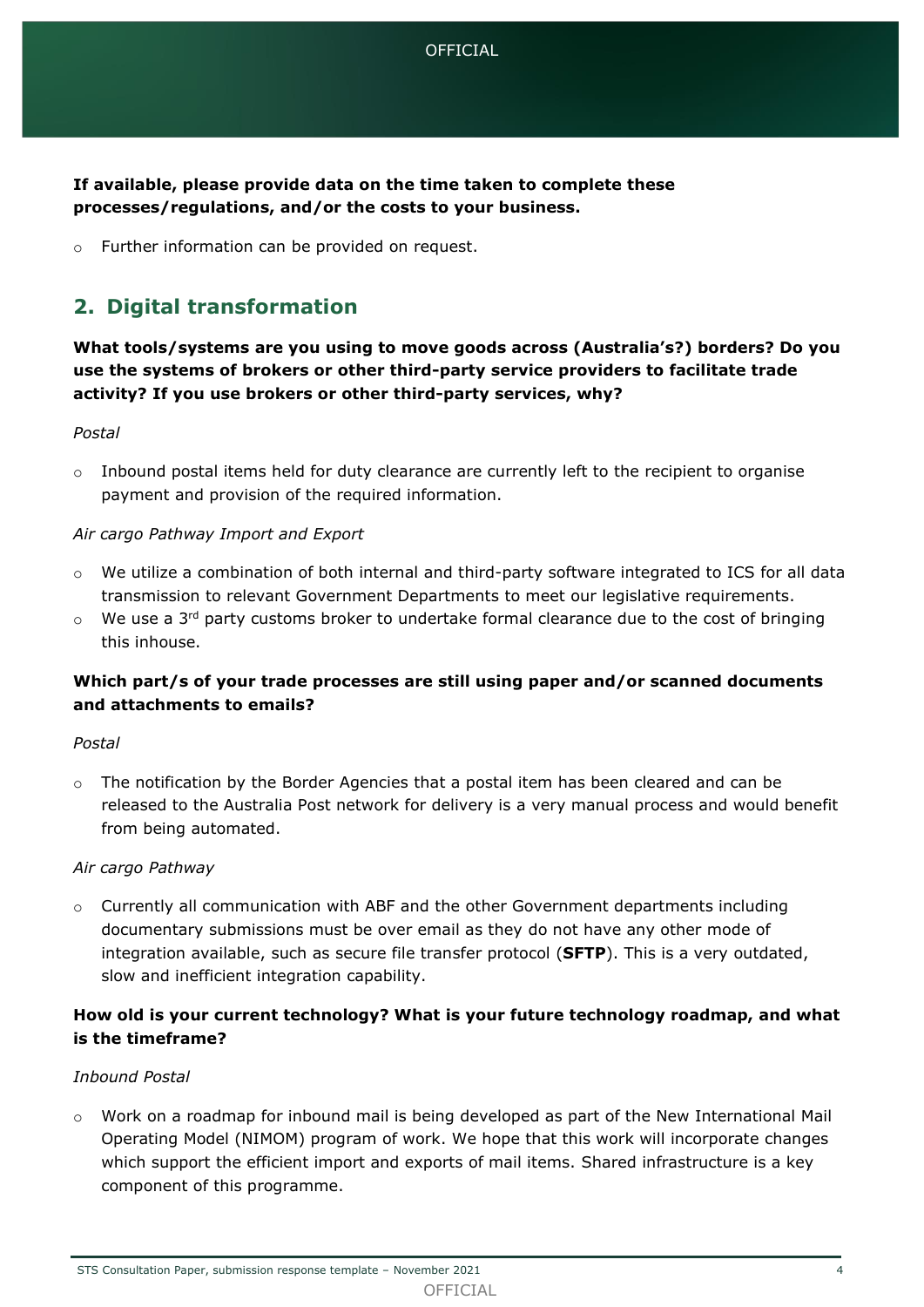**If available, please provide data on the time taken to complete these processes/regulations, and/or the costs to your business.**

- Further information can be provided on request.

## 2. Digital transformation

**What tools/systems are you using to move goods across (Australia's?) borders? Do you use the systems of brokers or other third-party service providers to facilitate trade activity? If you use brokers or other third-party services, why?**

*Postal*

- Inbound postal items held for duty clearance are currently left to the recipient to organise payment and provision of the required information.

*Air cargo Pathway Import and Export*

- We utilize a combination of both internal and third-party software integrated to ICS for all data transmission to relevant Government Departments to meet our legislative requirements.
- We use a 3rd party customs broker to undertake formal clearance due to the cost of bringing this inhouse.

**Which part/s of your trade processes are still using paper and/or scanned documents and attachments to emails?**

*Postal*

- The notification by the Border Agencies that a postal item has been cleared and can be released to the Australia Post network for delivery is a very manual process and would benefit from being automated.

*Air cargo Pathway*

- Currently all communication with ABF and the other Government departments including documentary submissions must be over email as they do not have any other mode of integration available, such as secure file transfer protocol (**SFTP**). This is a very outdated, slow and inefficient integration capability.

**How old is your current technology? What is your future technology roadmap, and what is the timeframe?**

*Inbound Postal*

- Work on a roadmap for inbound mail is being developed as part of the New International Mail Operating Model (NIMOM) program of work. We hope that this work will incorporate changes which support the efficient import and exports of mail items. Shared infrastructure is a key component of this programme.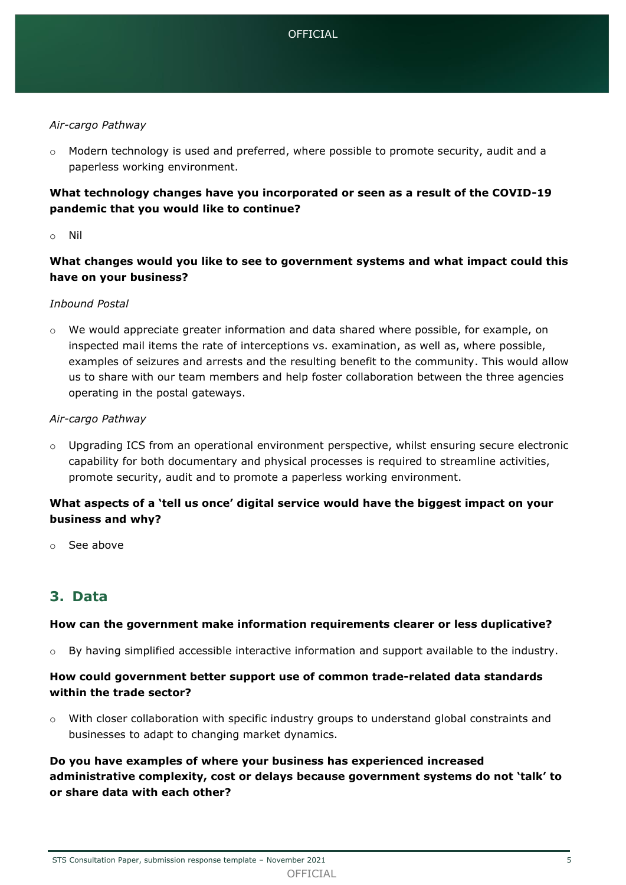*Air-cargo Pathway*

- Modern technology is used and preferred, where possible to promote security, audit and a paperless working environment.

**What technology changes have you incorporated or seen as a result of the COVID-19 pandemic that you would like to continue?**

- Nil

**What changes would you like to see to government systems and what impact could this have on your business?**

*Inbound Postal*

- We would appreciate greater information and data shared where possible, for example, on inspected mail items the rate of interceptions vs. examination, as well as, where possible, examples of seizures and arrests and the resulting benefit to the community. This would allow us to share with our team members and help foster collaboration between the three agencies operating in the postal gateways.

*Air-cargo Pathway*

- Upgrading ICS from an operational environment perspective, whilst ensuring secure electronic capability for both documentary and physical processes is required to streamline activities, promote security, audit and to promote a paperless working environment.

**What aspects of a 'tell us once' digital service would have the biggest impact on your business and why?**

- See above

## 3. Data

**How can the government make information requirements clearer or less duplicative?**

- By having simplified accessible interactive information and support available to the industry.

**How could government better support use of common trade-related data standards within the trade sector?**

- With closer collaboration with specific industry groups to understand global constraints and businesses to adapt to changing market dynamics.

**Do you have examples of where your business has experienced increased administrative complexity, cost or delays because government systems do not 'talk' to or share data with each other?**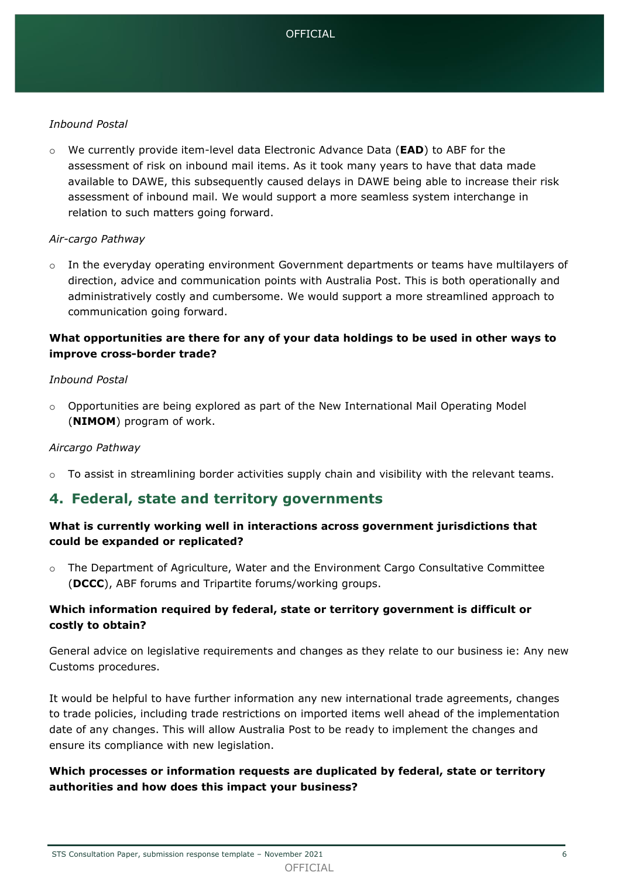*Inbound Postal*

- We currently provide item-level data Electronic Advance Data (**EAD**) to ABF for the assessment of risk on inbound mail items. As it took many years to have that data made available to DAWE, this subsequently caused delays in DAWE being able to increase their risk assessment of inbound mail. We would support a more seamless system interchange in relation to such matters going forward.

*Air-cargo Pathway*

- In the everyday operating environment Government departments or teams have multilayers of direction, advice and communication points with Australia Post. This is both operationally and administratively costly and cumbersome. We would support a more streamlined approach to communication going forward.

**What opportunities are there for any of your data holdings to be used in other ways to improve cross-border trade?**

*Inbound Postal*

- Opportunities are being explored as part of the New International Mail Operating Model (**NIMOM**) program of work.

*Aircargo Pathway*

- To assist in streamlining border activities supply chain and visibility with the relevant teams.

## 4. Federal, state and territory governments

**What is currently working well in interactions across government jurisdictions that could be expanded or replicated?**

- The Department of Agriculture, Water and the Environment Cargo Consultative Committee (**DCCC**), ABF forums and Tripartite forums/working groups.

**Which information required by federal, state or territory government is difficult or costly to obtain?**

General advice on legislative requirements and changes as they relate to our business ie: Any new Customs procedures.

It would be helpful to have further information any new international trade agreements, changes to trade policies, including trade restrictions on imported items well ahead of the implementation date of any changes. This will allow Australia Post to be ready to implement the changes and ensure its compliance with new legislation.

**Which processes or information requests are duplicated by federal, state or territory authorities and how does this impact your business?**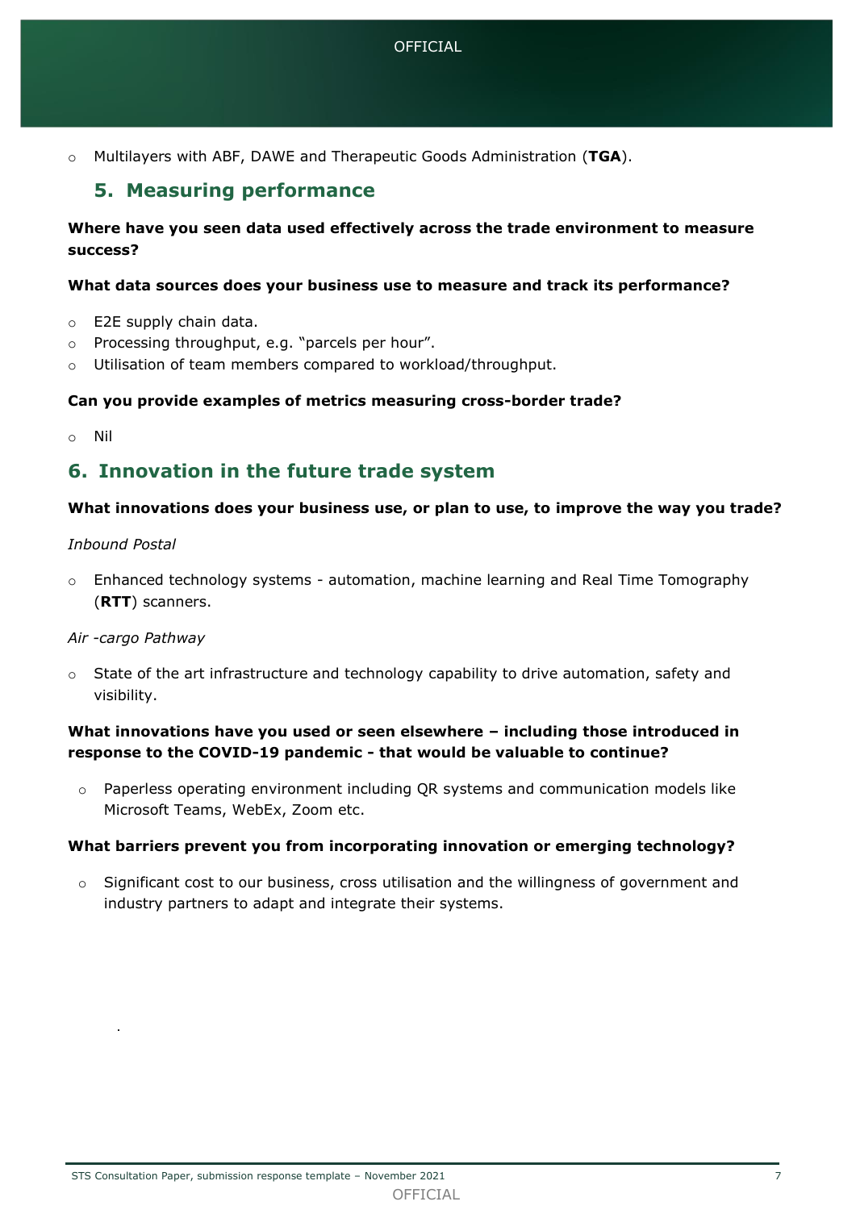- Multilayers with ABF, DAWE and Therapeutic Goods Administration (**TGA**).

## 5. Measuring performance

**Where have you seen data used effectively across the trade environment to measure success?**

**What data sources does your business use to measure and track its performance?**

- E2E supply chain data.
- Processing throughput, e.g. “parcels per hour”.
- Utilisation of team members compared to workload/throughput.

**Can you provide examples of metrics measuring cross-border trade?**

- Nil

## 6. Innovation in the future trade system

**What innovations does your business use, or plan to use, to improve the way you trade?**

*Inbound Postal*

- Enhanced technology systems - automation, machine learning and Real Time Tomography (**RTT**) scanners.

*Air -cargo Pathway*

- State of the art infrastructure and technology capability to drive automation, safety and visibility.

**What innovations have you used or seen elsewhere – including those introduced in response to the COVID-19 pandemic - that would be valuable to continue?**

- Paperless operating environment including QR systems and communication models like Microsoft Teams, WebEx, Zoom etc.

**What barriers prevent you from incorporating innovation or emerging technology?**

- Significant cost to our business, cross utilisation and the willingness of government and industry partners to adapt and integrate their systems.